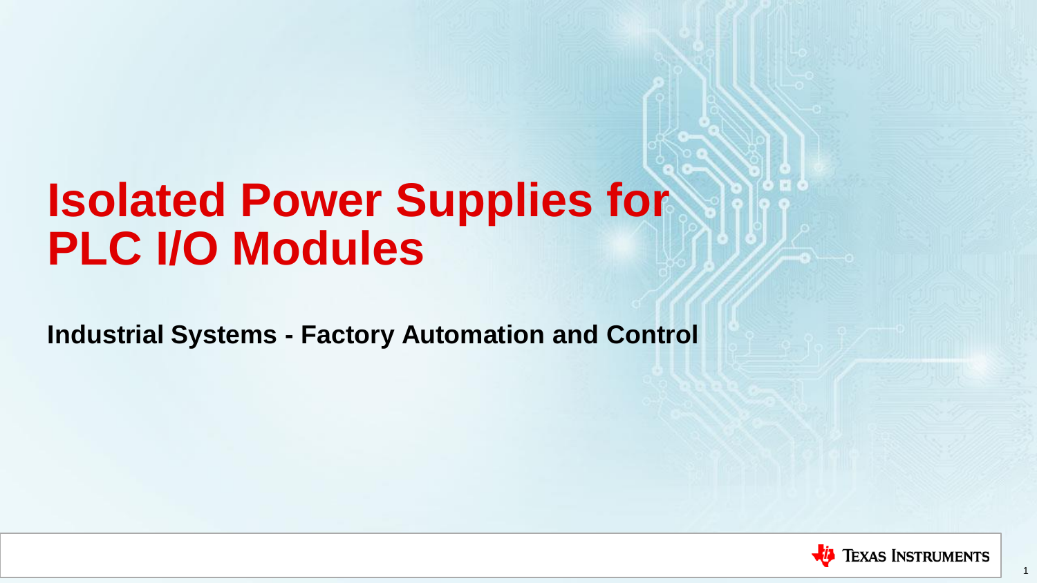# Isolated Power Supplies for PLC I/O Modules

**Industrial Systems - Factory Automation and Control**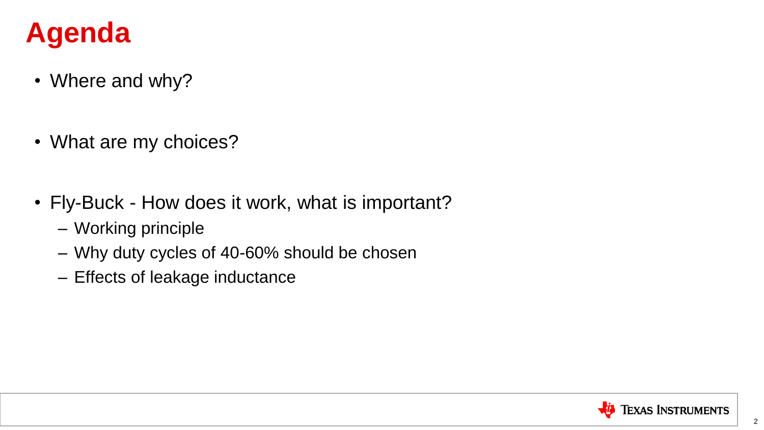# Agenda

- Where and why?
- What are my choices?
- Fly-Buck - How does it work, what is important?
  - Working principle
  - Why duty cycles of 40-60% should be chosen
  - Effects of leakage inductance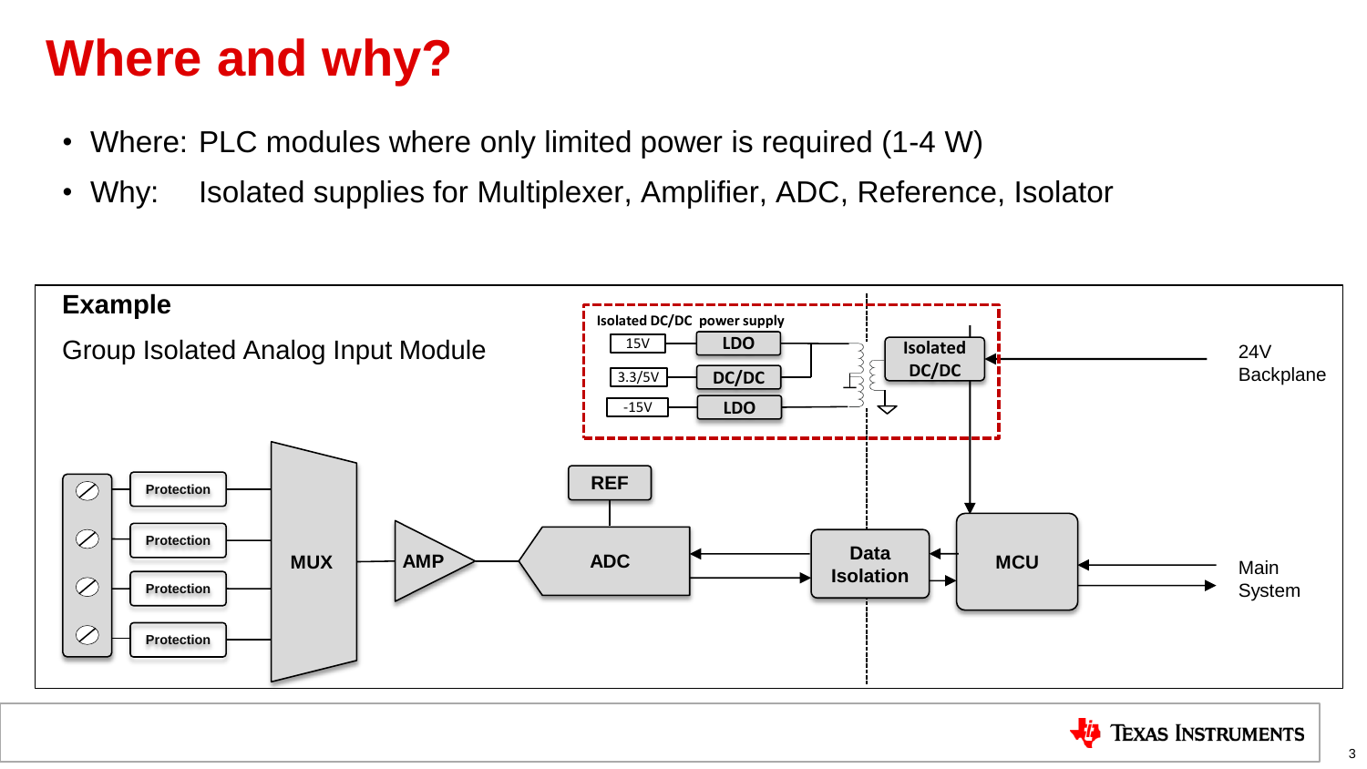# Where and why?

- Where: PLC modules where only limited power is required (1-4 W)
- Why: Isolated supplies for Multiplexer, Amplifier, ADC, Reference, Isolator

**Example**

Group Isolated Analog Input Module

Isolated DC/DC power supply

15V — LDO

3.3/5V — DC/DC

-15V — LDO

Isolated DC/DC

24V Backplane

Protection

Protection

Protection

Protection

MUX

AMP

ADC

REF

Data Isolation

MCU

Main System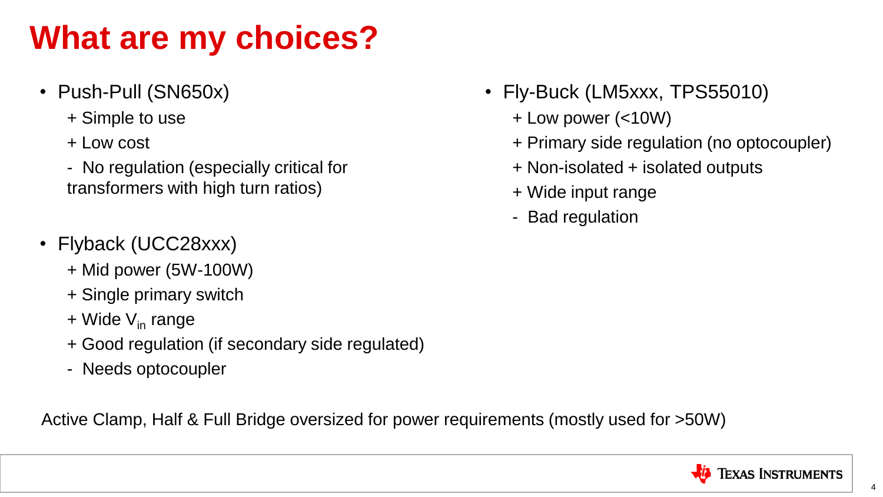# What are my choices?

- Push-Pull (SN650x)
  - \+ Simple to use
  - \+ Low cost
  - \- No regulation (especially critical for transformers with high turn ratios)
- Flyback (UCC28xxx)
  - \+ Mid power (5W-100W)
  - \+ Single primary switch
  - \+ Wide $V_{in}$ range
  - \+ Good regulation (if secondary side regulated)
  - \- Needs optocoupler
- Fly-Buck (LM5xxx, TPS55010)
  - \+ Low power (<10W)
  - \+ Primary side regulation (no optocoupler)
  - \+ Non-isolated + isolated outputs
  - \+ Wide input range
  - \- Bad regulation

Active Clamp, Half & Full Bridge oversized for power requirements (mostly used for >50W)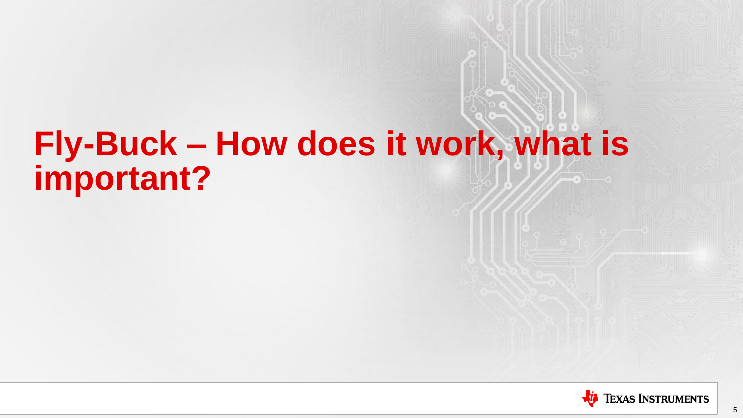# Fly-Buck – How does it work, what is important?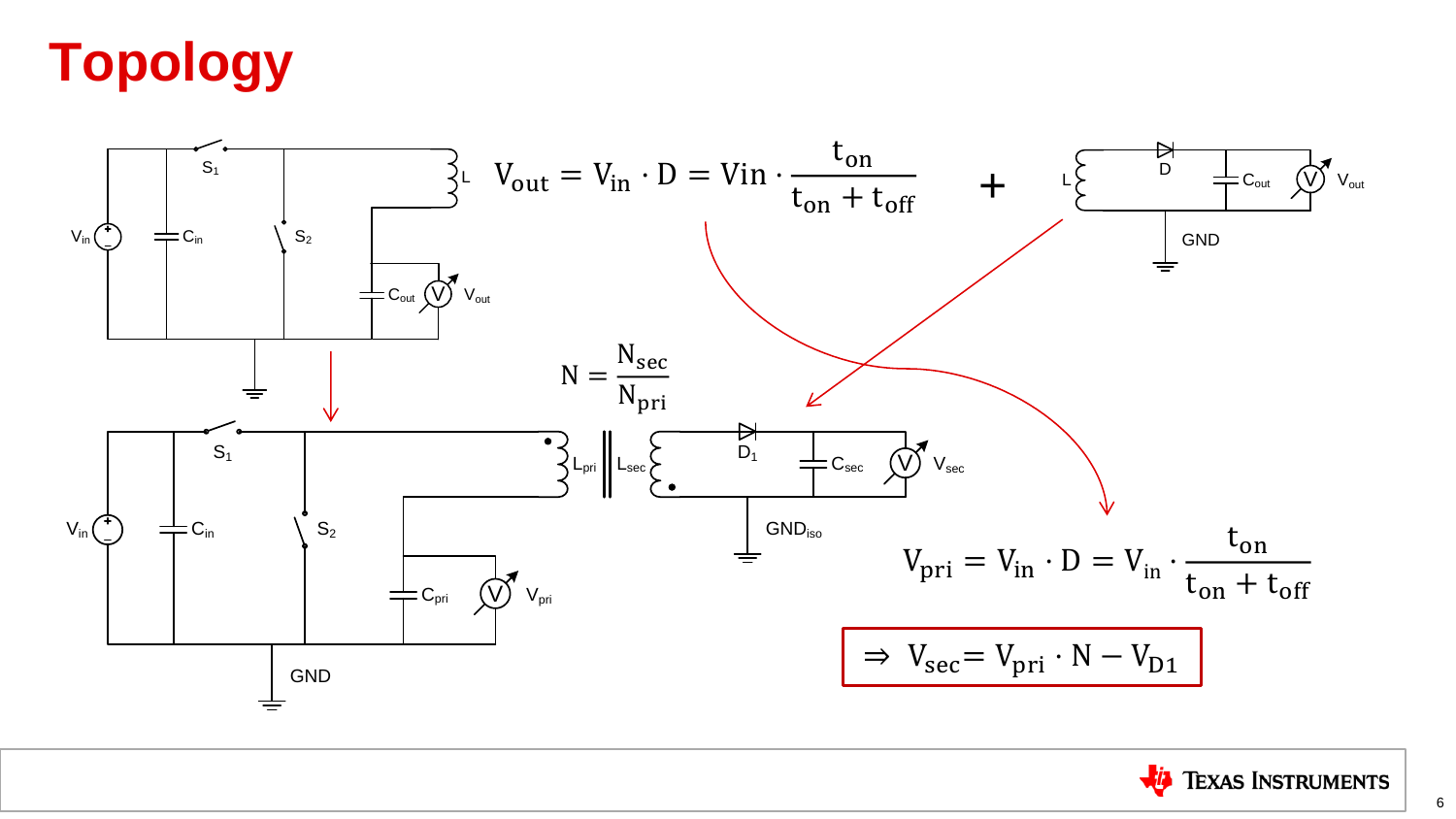# Topology

$$V_{out} = V_{in} \cdot D = Vin \cdot \frac{t_{on}}{t_{on} + t_{off}}$$

+

$$N = \frac{N_{sec}}{N_{pri}}$$

$$V_{pri} = V_{in} \cdot D = V_{in} \cdot \frac{t_{on}}{t_{on} + t_{off}}$$

$$\Rightarrow \ V_{sec} = V_{pri} \cdot N - V_{D1}$$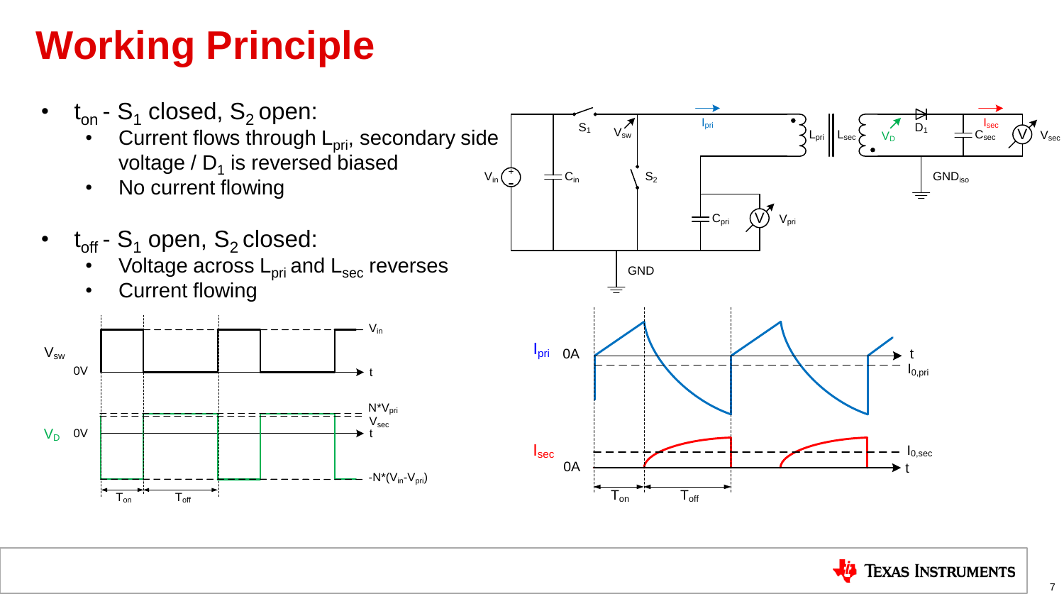# Working Principle

- $t_{on}$ - $S_1$ closed, $S_2$ open:
  - Current flows through $L_{pri}$, secondary side voltage / $D_1$ is reversed biased
  - No current flowing
- $t_{off}$ - $S_1$ open, $S_2$ closed:
  - Voltage across $L_{pri}$ and $L_{sec}$ reverses
  - Current flowing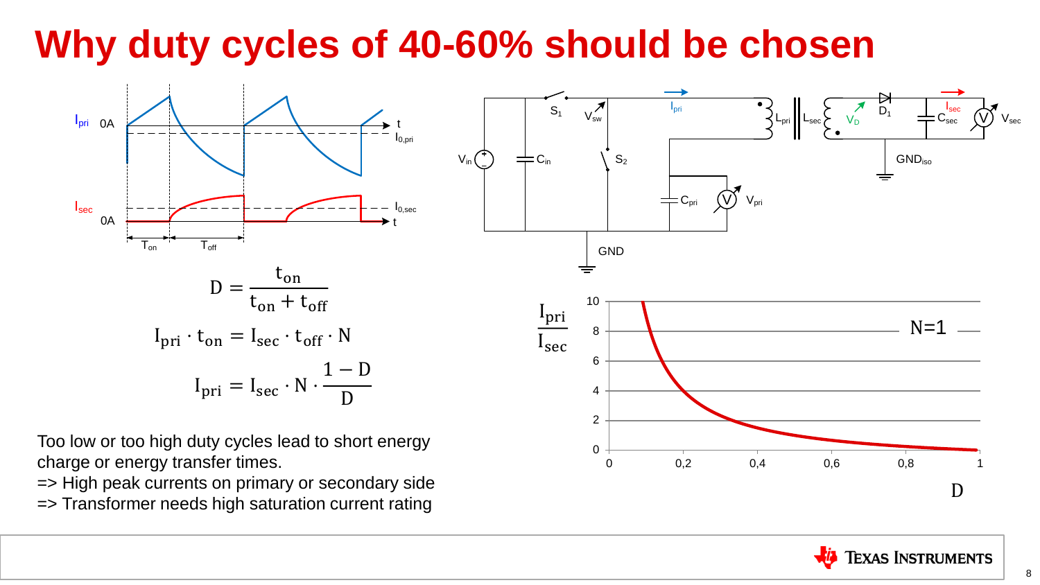# Why duty cycles of 40-60% should be chosen

$$D = \frac{t_{on}}{t_{on} + t_{off}}$$

$$I_{pri} \cdot t_{on} = I_{sec} \cdot t_{off} \cdot N$$

$$I_{pri} = I_{sec} \cdot N \cdot \frac{1 - D}{D}$$

Too low or too high duty cycles lead to short energy charge or energy transfer times.

=> High peak currents on primary or secondary side

=> Transformer needs high saturation current rating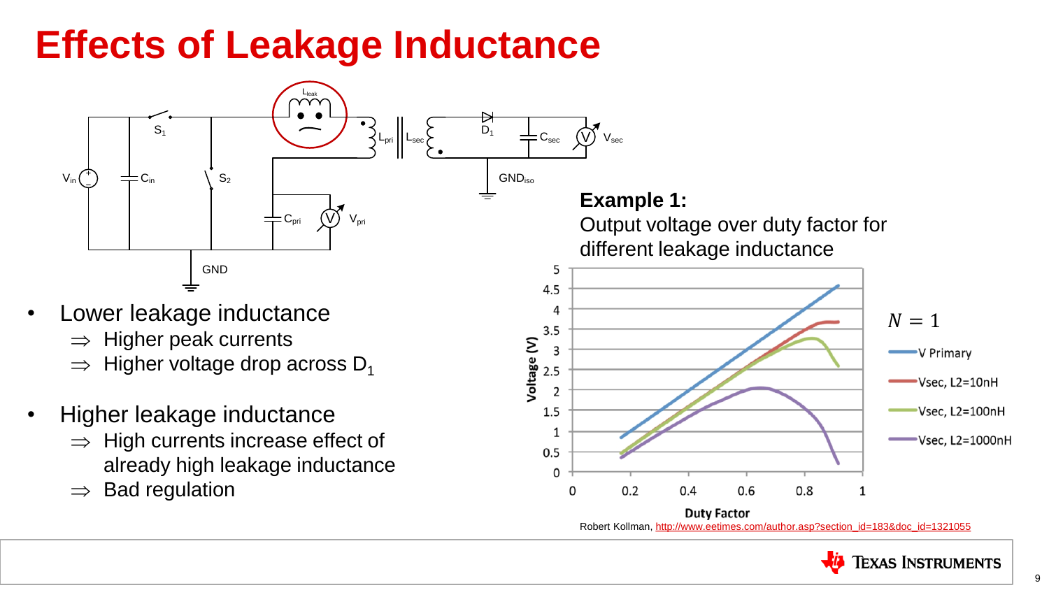# Effects of Leakage Inductance

- Lower leakage inductance
  - ⇒ Higher peak currents
  - ⇒ Higher voltage drop across $D_1$
- Higher leakage inductance
  - ⇒ High currents increase effect of already high leakage inductance
  - ⇒ Bad regulation

**Example 1:**
Output voltage over duty factor for different leakage inductance

$N = 1$

Robert Kollman, http://www.eetimes.com/author.asp?section_id=183&doc_id=1321055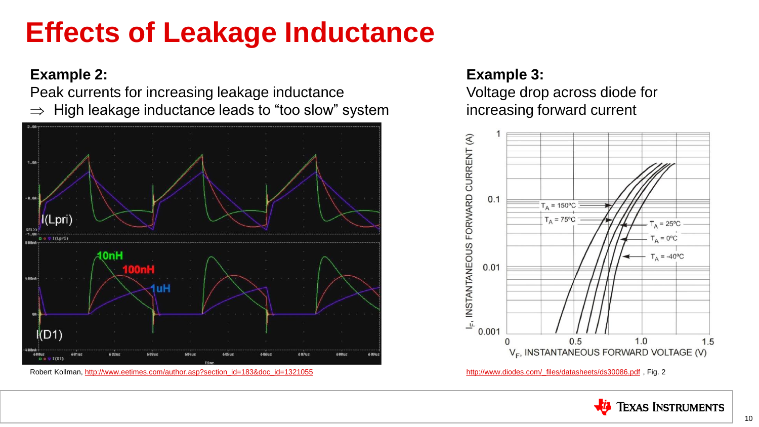# Effects of Leakage Inductance

**Example 2:**

Peak currents for increasing leakage inductance

$\Rightarrow$ High leakage inductance leads to "too slow" system

Robert Kollman, http://www.eetimes.com/author.asp?section_id=183&doc_id=1321055

**Example 3:**

Voltage drop across diode for increasing forward current

http://www.diodes.com/_files/datasheets/ds30086.pdf , Fig. 2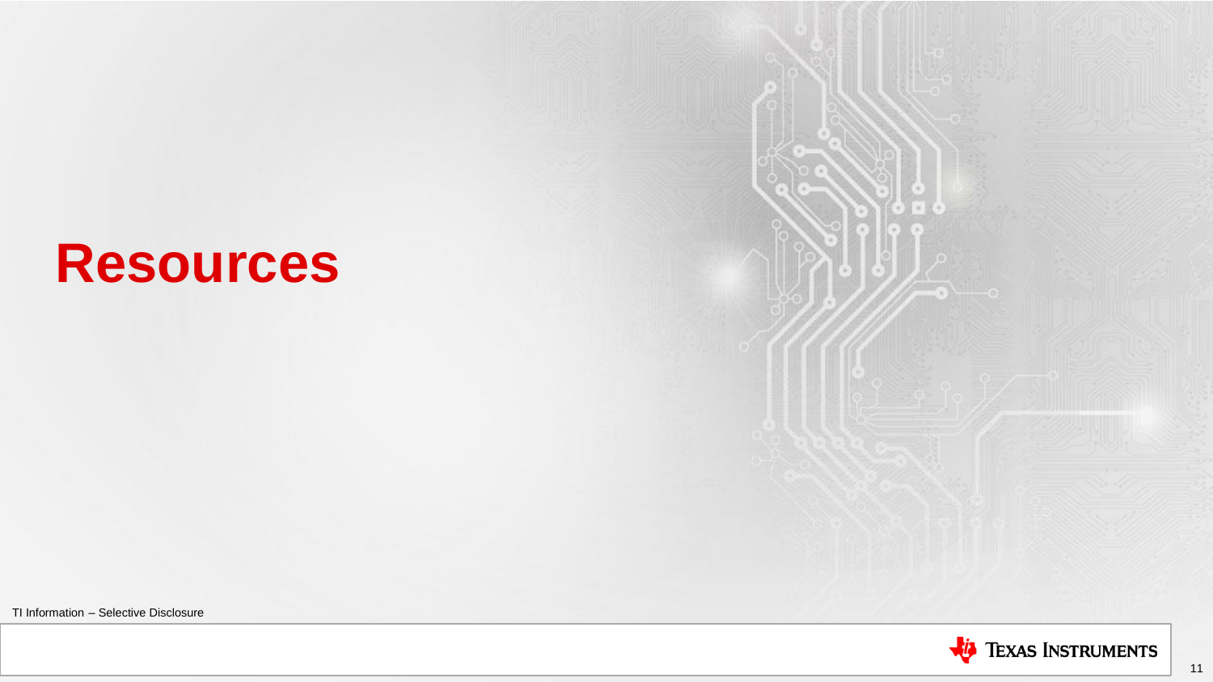# Resources

TI Information – Selective Disclosure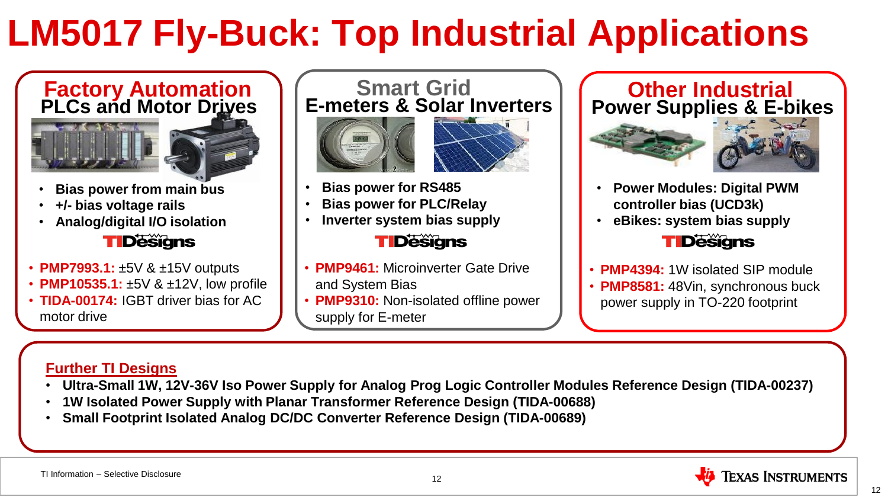# LM5017 Fly-Buck: Top Industrial Applications

## Factory Automation
### PLCs and Motor Drives

- Bias power from main bus
- +/- bias voltage rails
- Analog/digital I/O isolation

**TIDesigns**

- **PMP7993.1:** ±5V & ±15V outputs
- **PMP10535.1:** ±5V & ±12V, low profile
- **TIDA-00174:** IGBT driver bias for AC motor drive

## Smart Grid
### E-meters & Solar Inverters

- Bias power for RS485
- Bias power for PLC/Relay
- Inverter system bias supply

**TIDesigns**

- **PMP9461:** Microinverter Gate Drive and System Bias
- **PMP9310:** Non-isolated offline power supply for E-meter

## Other Industrial
### Power Supplies & E-bikes

- Power Modules: Digital PWM controller bias (UCD3k)
- eBikes: system bias supply

**TIDesigns**

- **PMP4394:** 1W isolated SIP module
- **PMP8581:** 48Vin, synchronous buck power supply in TO-220 footprint

## Further TI Designs

- Ultra-Small 1W, 12V-36V Iso Power Supply for Analog Prog Logic Controller Modules Reference Design (TIDA-00237)
- 1W Isolated Power Supply with Planar Transformer Reference Design (TIDA-00688)
- Small Footprint Isolated Analog DC/DC Converter Reference Design (TIDA-00689)

TI Information – Selective Disclosure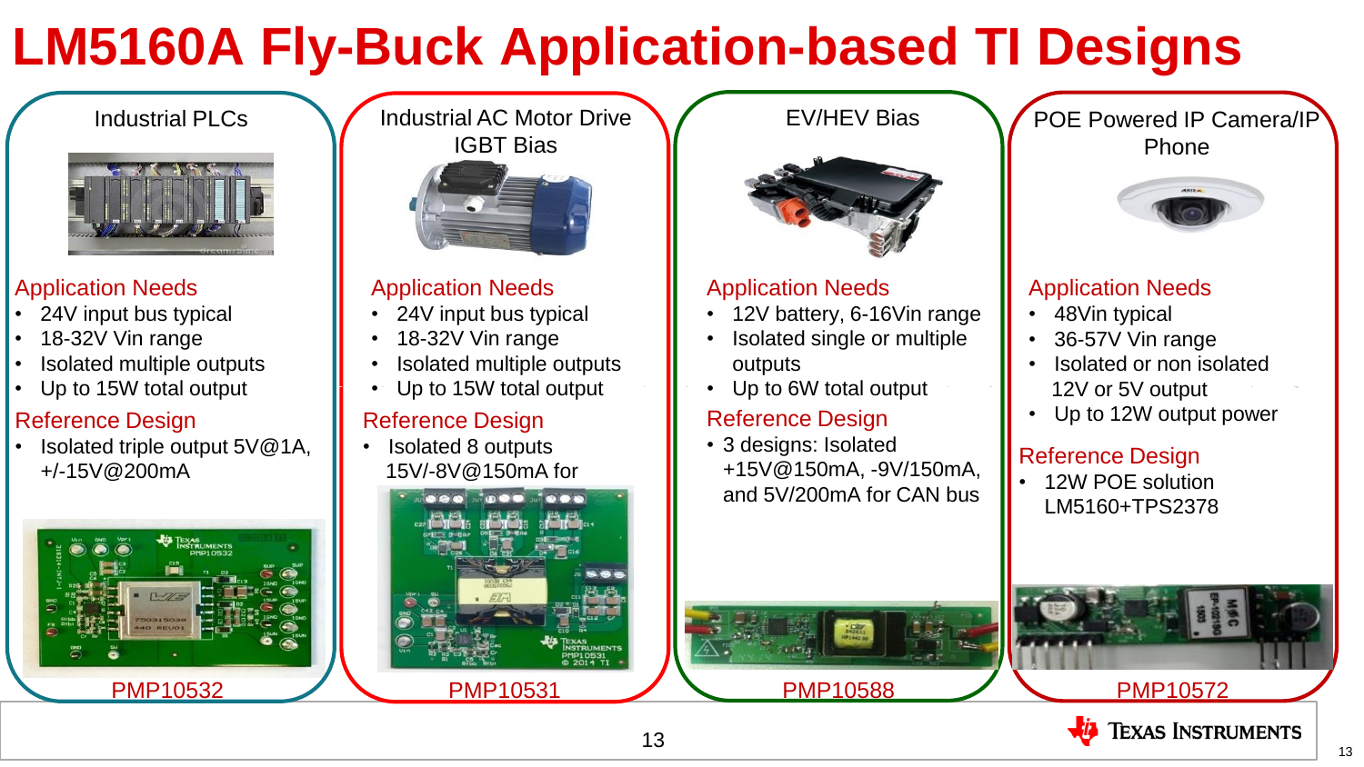# LM5160A Fly-Buck Application-based TI Designs

## Industrial PLCs

### Application Needs

- 24V input bus typical
- 18-32V Vin range
- Isolated multiple outputs
- Up to 15W total output

### Reference Design

- Isolated triple output 5V@1A, +/-15V@200mA

PMP10532

## Industrial AC Motor Drive IGBT Bias

### Application Needs

- 24V input bus typical
- 18-32V Vin range
- Isolated multiple outputs
- Up to 15W total output

### Reference Design

- Isolated 8 outputs 15V/-8V@150mA for

PMP10531

## EV/HEV Bias

### Application Needs

- 12V battery, 6-16Vin range
- Isolated single or multiple outputs
- Up to 6W total output

### Reference Design

- 3 designs: Isolated +15V@150mA, -9V/150mA, and 5V/200mA for CAN bus

PMP10588

## POE Powered IP Camera/IP Phone

### Application Needs

- 48Vin typical
- 36-57V Vin range
- Isolated or non isolated 12V or 5V output
- Up to 12W output power

### Reference Design

- 12W POE solution LM5160+TPS2378

PMP10572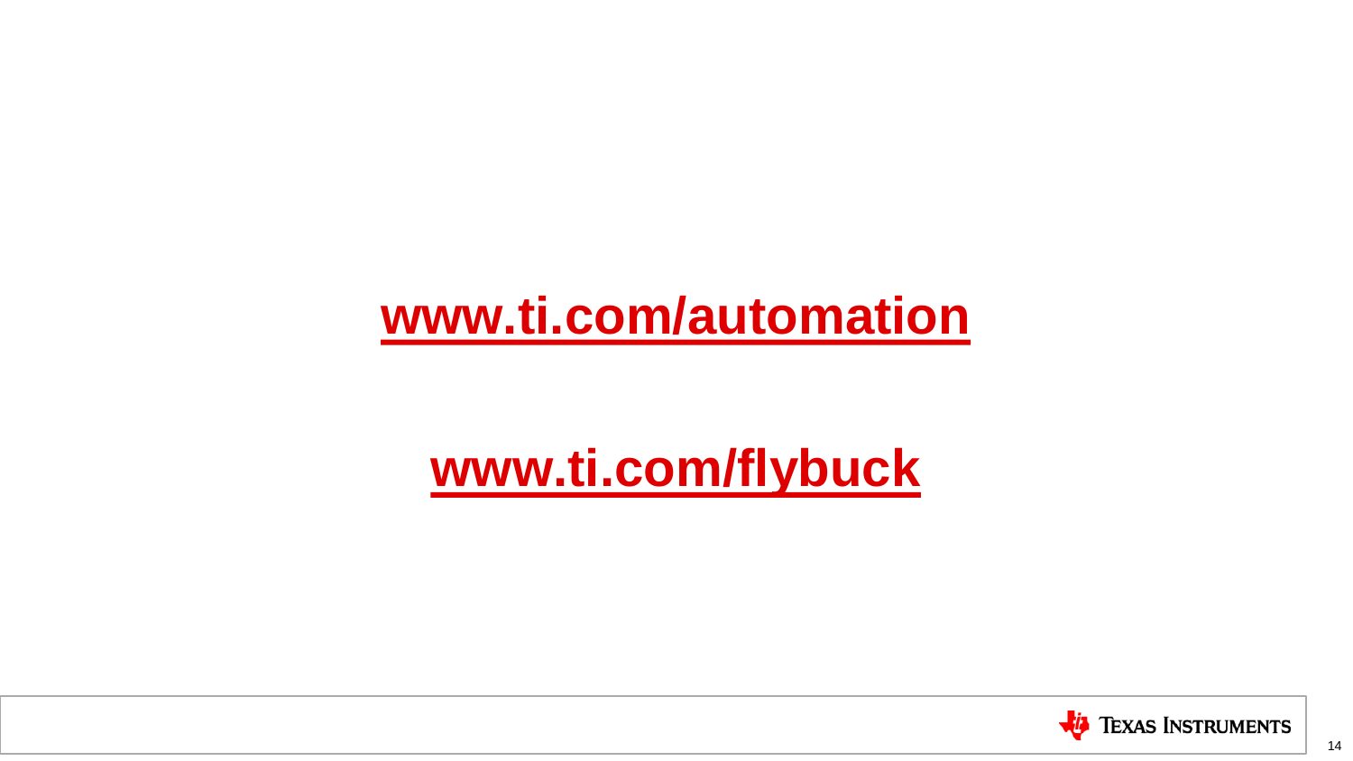**www.ti.com/automation**

**www.ti.com/flybuck**